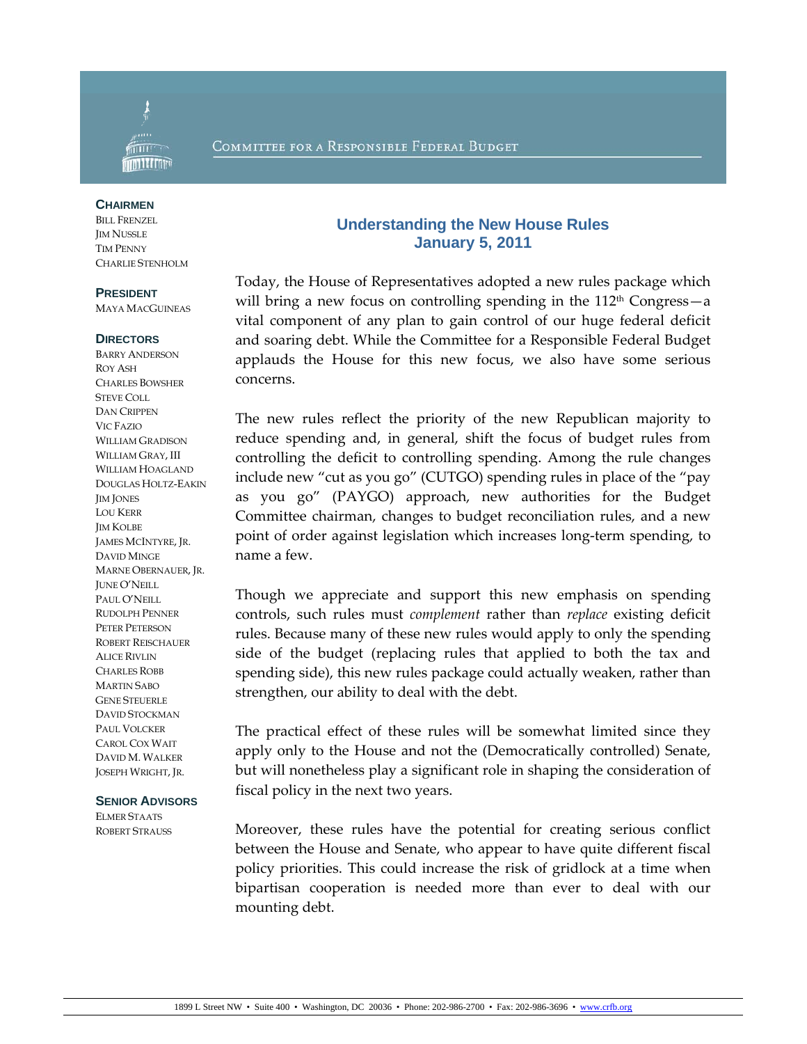Committee for a Responsible Federal Budget

**CHAIRMEN**
Bill Frenzel
Jim Nussle
Tim Penny
Charlie Stenholm

**PRESIDENT**
Maya MacGuineas

**DIRECTORS**
Barry Anderson
Roy Ash
Charles Bowsher
Steve Coll
Dan Crippen
Vic Fazio
William Gradison
William Gray, III
William Hoagland
Douglas Holtz-Eakin
Jim Jones
Lou Kerr
Jim Kolbe
James McIntyre, Jr.
David Minge
Marne Obernauer, Jr.
June O'Neill
Paul O'Neill
Rudolph Penner
Peter Peterson
Robert Reischauer
Alice Rivlin
Charles Robb
Martin Sabo
Gene Steuerle
David Stockman
Paul Volcker
Carol Cox Wait
David M. Walker
Joseph Wright, Jr.

**SENIOR ADVISORS**
Elmer Staats
Robert Strauss

# Understanding the New House Rules
## January 5, 2011

Today, the House of Representatives adopted a new rules package which will bring a new focus on controlling spending in the 112th Congress—a vital component of any plan to gain control of our huge federal deficit and soaring debt. While the Committee for a Responsible Federal Budget applauds the House for this new focus, we also have some serious concerns.

The new rules reflect the priority of the new Republican majority to reduce spending and, in general, shift the focus of budget rules from controlling the deficit to controlling spending. Among the rule changes include new "cut as you go" (CUTGO) spending rules in place of the "pay as you go" (PAYGO) approach, new authorities for the Budget Committee chairman, changes to budget reconciliation rules, and a new point of order against legislation which increases long-term spending, to name a few.

Though we appreciate and support this new emphasis on spending controls, such rules must *complement* rather than *replace* existing deficit rules. Because many of these new rules would apply to only the spending side of the budget (replacing rules that applied to both the tax and spending side), this new rules package could actually weaken, rather than strengthen, our ability to deal with the debt.

The practical effect of these rules will be somewhat limited since they apply only to the House and not the (Democratically controlled) Senate, but will nonetheless play a significant role in shaping the consideration of fiscal policy in the next two years.

Moreover, these rules have the potential for creating serious conflict between the House and Senate, who appear to have quite different fiscal policy priorities. This could increase the risk of gridlock at a time when bipartisan cooperation is needed more than ever to deal with our mounting debt.

1899 L Street NW • Suite 400 • Washington, DC 20036 • Phone: 202-986-2700 • Fax: 202-986-3696 • www.crfb.org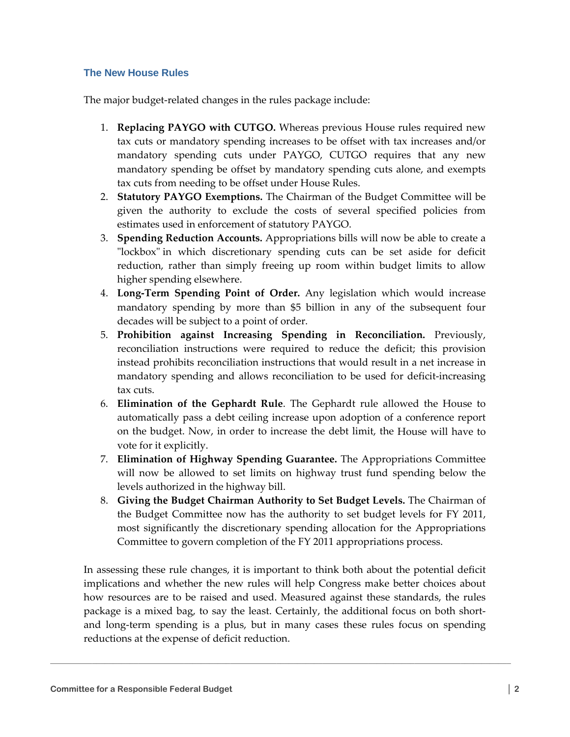## The New House Rules

The major budget-related changes in the rules package include:

1. **Replacing PAYGO with CUTGO.** Whereas previous House rules required new tax cuts or mandatory spending increases to be offset with tax increases and/or mandatory spending cuts under PAYGO, CUTGO requires that any new mandatory spending be offset by mandatory spending cuts alone, and exempts tax cuts from needing to be offset under House Rules.
2. **Statutory PAYGO Exemptions.** The Chairman of the Budget Committee will be given the authority to exclude the costs of several specified policies from estimates used in enforcement of statutory PAYGO.
3. **Spending Reduction Accounts.** Appropriations bills will now be able to create a "lockbox" in which discretionary spending cuts can be set aside for deficit reduction, rather than simply freeing up room within budget limits to allow higher spending elsewhere.
4. **Long-Term Spending Point of Order.** Any legislation which would increase mandatory spending by more than $5 billion in any of the subsequent four decades will be subject to a point of order.
5. **Prohibition against Increasing Spending in Reconciliation.** Previously, reconciliation instructions were required to reduce the deficit; this provision instead prohibits reconciliation instructions that would result in a net increase in mandatory spending and allows reconciliation to be used for deficit-increasing tax cuts.
6. **Elimination of the Gephardt Rule**. The Gephardt rule allowed the House to automatically pass a debt ceiling increase upon adoption of a conference report on the budget. Now, in order to increase the debt limit, the House will have to vote for it explicitly.
7. **Elimination of Highway Spending Guarantee.** The Appropriations Committee will now be allowed to set limits on highway trust fund spending below the levels authorized in the highway bill.
8. **Giving the Budget Chairman Authority to Set Budget Levels.** The Chairman of the Budget Committee now has the authority to set budget levels for FY 2011, most significantly the discretionary spending allocation for the Appropriations Committee to govern completion of the FY 2011 appropriations process.

In assessing these rule changes, it is important to think both about the potential deficit implications and whether the new rules will help Congress make better choices about how resources are to be raised and used. Measured against these standards, the rules package is a mixed bag, to say the least. Certainly, the additional focus on both short- and long-term spending is a plus, but in many cases these rules focus on spending reductions at the expense of deficit reduction.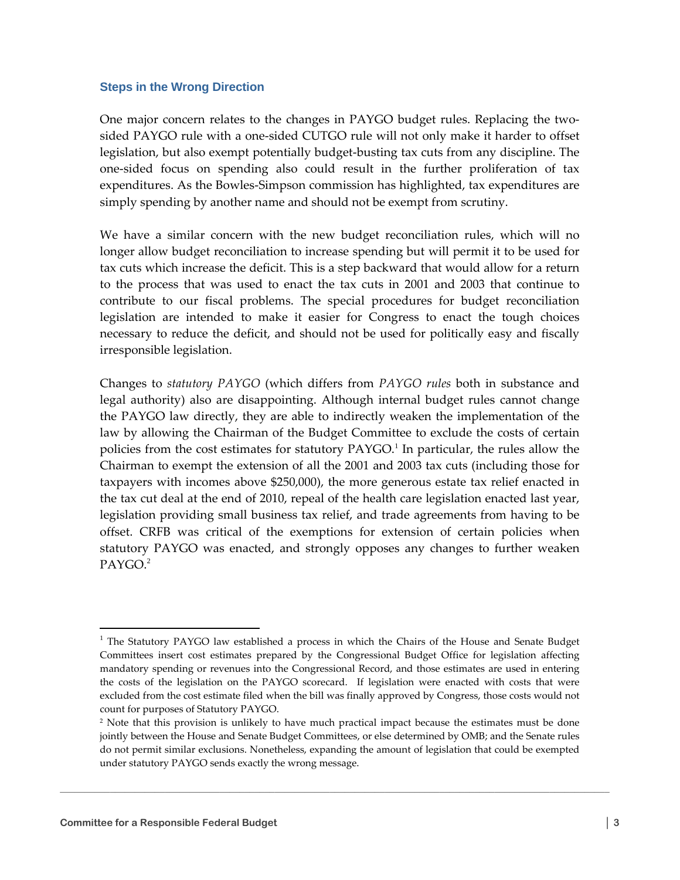### Steps in the Wrong Direction

One major concern relates to the changes in PAYGO budget rules. Replacing the two-sided PAYGO rule with a one-sided CUTGO rule will not only make it harder to offset legislation, but also exempt potentially budget-busting tax cuts from any discipline. The one-sided focus on spending also could result in the further proliferation of tax expenditures. As the Bowles-Simpson commission has highlighted, tax expenditures are simply spending by another name and should not be exempt from scrutiny.

We have a similar concern with the new budget reconciliation rules, which will no longer allow budget reconciliation to increase spending but will permit it to be used for tax cuts which increase the deficit. This is a step backward that would allow for a return to the process that was used to enact the tax cuts in 2001 and 2003 that continue to contribute to our fiscal problems. The special procedures for budget reconciliation legislation are intended to make it easier for Congress to enact the tough choices necessary to reduce the deficit, and should not be used for politically easy and fiscally irresponsible legislation.

Changes to *statutory PAYGO* (which differs from *PAYGO rules* both in substance and legal authority) also are disappointing. Although internal budget rules cannot change the PAYGO law directly, they are able to indirectly weaken the implementation of the law by allowing the Chairman of the Budget Committee to exclude the costs of certain policies from the cost estimates for statutory PAYGO.[1] In particular, the rules allow the Chairman to exempt the extension of all the 2001 and 2003 tax cuts (including those for taxpayers with incomes above $250,000), the more generous estate tax relief enacted in the tax cut deal at the end of 2010, repeal of the health care legislation enacted last year, legislation providing small business tax relief, and trade agreements from having to be offset. CRFB was critical of the exemptions for extension of certain policies when statutory PAYGO was enacted, and strongly opposes any changes to further weaken PAYGO.[2]

---

[1] The Statutory PAYGO law established a process in which the Chairs of the House and Senate Budget Committees insert cost estimates prepared by the Congressional Budget Office for legislation affecting mandatory spending or revenues into the Congressional Record, and those estimates are used in entering the costs of the legislation on the PAYGO scorecard. If legislation were enacted with costs that were excluded from the cost estimate filed when the bill was finally approved by Congress, those costs would not count for purposes of Statutory PAYGO.

[2] Note that this provision is unlikely to have much practical impact because the estimates must be done jointly between the House and Senate Budget Committees, or else determined by OMB; and the Senate rules do not permit similar exclusions. Nonetheless, expanding the amount of legislation that could be exempted under statutory PAYGO sends exactly the wrong message.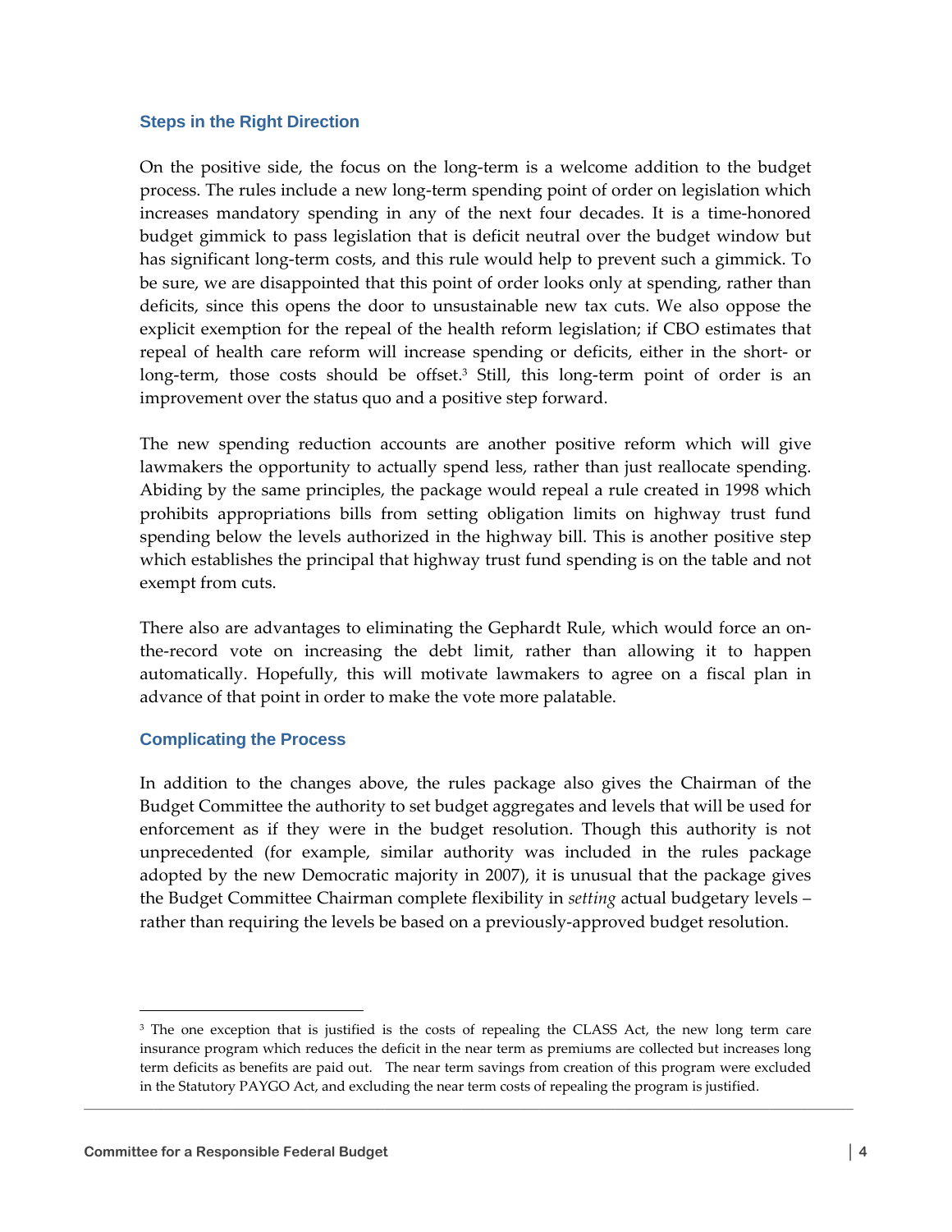### Steps in the Right Direction

On the positive side, the focus on the long-term is a welcome addition to the budget process. The rules include a new long-term spending point of order on legislation which increases mandatory spending in any of the next four decades. It is a time-honored budget gimmick to pass legislation that is deficit neutral over the budget window but has significant long-term costs, and this rule would help to prevent such a gimmick. To be sure, we are disappointed that this point of order looks only at spending, rather than deficits, since this opens the door to unsustainable new tax cuts. We also oppose the explicit exemption for the repeal of the health reform legislation; if CBO estimates that repeal of health care reform will increase spending or deficits, either in the short- or long-term, those costs should be offset.[3] Still, this long-term point of order is an improvement over the status quo and a positive step forward.

The new spending reduction accounts are another positive reform which will give lawmakers the opportunity to actually spend less, rather than just reallocate spending. Abiding by the same principles, the package would repeal a rule created in 1998 which prohibits appropriations bills from setting obligation limits on highway trust fund spending below the levels authorized in the highway bill. This is another positive step which establishes the principal that highway trust fund spending is on the table and not exempt from cuts.

There also are advantages to eliminating the Gephardt Rule, which would force an on-the-record vote on increasing the debt limit, rather than allowing it to happen automatically. Hopefully, this will motivate lawmakers to agree on a fiscal plan in advance of that point in order to make the vote more palatable.

### Complicating the Process

In addition to the changes above, the rules package also gives the Chairman of the Budget Committee the authority to set budget aggregates and levels that will be used for enforcement as if they were in the budget resolution. Though this authority is not unprecedented (for example, similar authority was included in the rules package adopted by the new Democratic majority in 2007), it is unusual that the package gives the Budget Committee Chairman complete flexibility in *setting* actual budgetary levels – rather than requiring the levels be based on a previously-approved budget resolution.

---

[3] The one exception that is justified is the costs of repealing the CLASS Act, the new long term care insurance program which reduces the deficit in the near term as premiums are collected but increases long term deficits as benefits are paid out. The near term savings from creation of this program were excluded in the Statutory PAYGO Act, and excluding the near term costs of repealing the program is justified.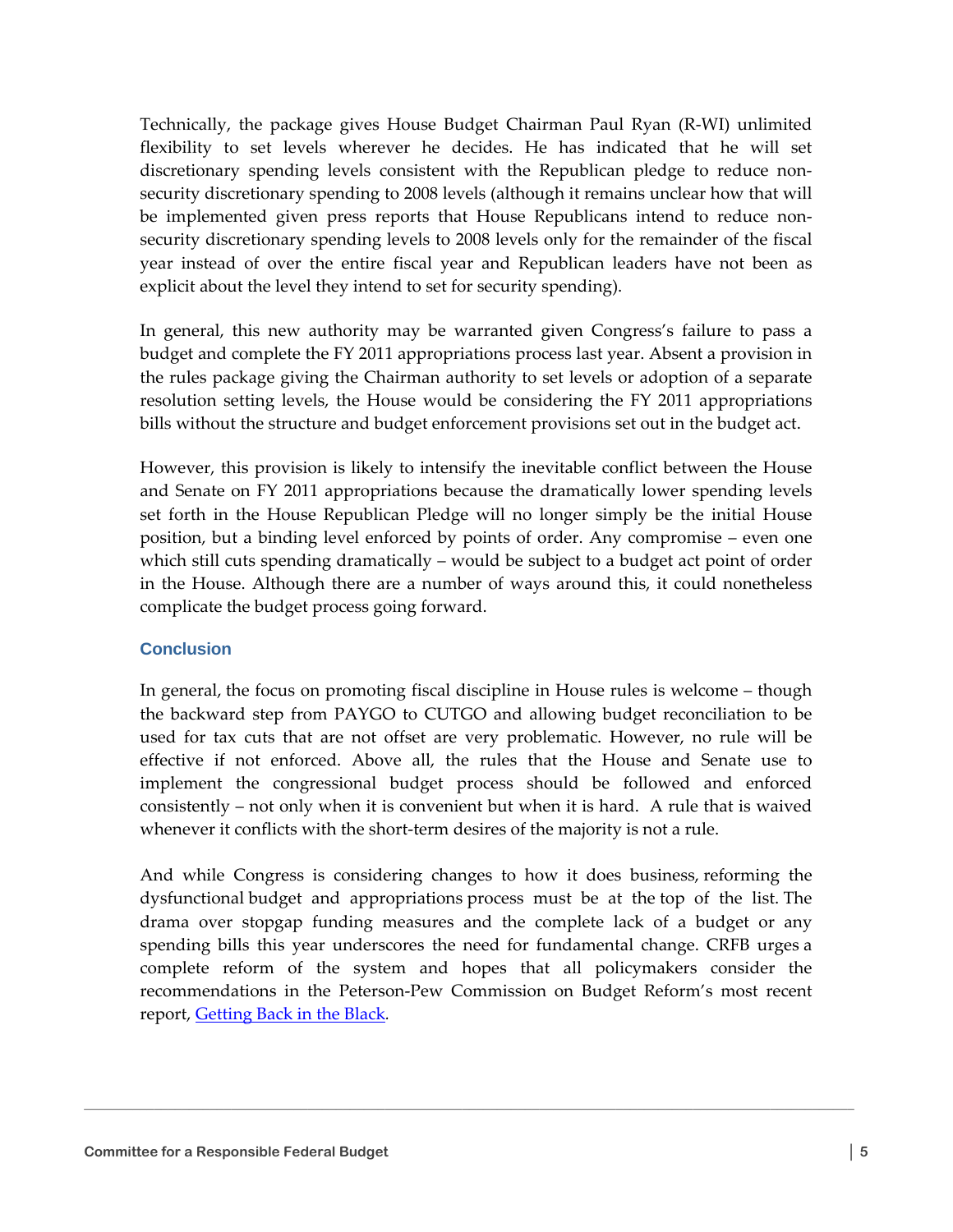Technically, the package gives House Budget Chairman Paul Ryan (R-WI) unlimited flexibility to set levels wherever he decides. He has indicated that he will set discretionary spending levels consistent with the Republican pledge to reduce non-security discretionary spending to 2008 levels (although it remains unclear how that will be implemented given press reports that House Republicans intend to reduce non-security discretionary spending levels to 2008 levels only for the remainder of the fiscal year instead of over the entire fiscal year and Republican leaders have not been as explicit about the level they intend to set for security spending).

In general, this new authority may be warranted given Congress's failure to pass a budget and complete the FY 2011 appropriations process last year. Absent a provision in the rules package giving the Chairman authority to set levels or adoption of a separate resolution setting levels, the House would be considering the FY 2011 appropriations bills without the structure and budget enforcement provisions set out in the budget act.

However, this provision is likely to intensify the inevitable conflict between the House and Senate on FY 2011 appropriations because the dramatically lower spending levels set forth in the House Republican Pledge will no longer simply be the initial House position, but a binding level enforced by points of order. Any compromise – even one which still cuts spending dramatically – would be subject to a budget act point of order in the House. Although there are a number of ways around this, it could nonetheless complicate the budget process going forward.

## Conclusion

In general, the focus on promoting fiscal discipline in House rules is welcome – though the backward step from PAYGO to CUTGO and allowing budget reconciliation to be used for tax cuts that are not offset are very problematic. However, no rule will be effective if not enforced. Above all, the rules that the House and Senate use to implement the congressional budget process should be followed and enforced consistently – not only when it is convenient but when it is hard. A rule that is waived whenever it conflicts with the short-term desires of the majority is not a rule.

And while Congress is considering changes to how it does business, reforming the dysfunctional budget and appropriations process must be at the top of the list. The drama over stopgap funding measures and the complete lack of a budget or any spending bills this year underscores the need for fundamental change. CRFB urges a complete reform of the system and hopes that all policymakers consider the recommendations in the Peterson-Pew Commission on Budget Reform's most recent report, [Getting Back in the Black](Getting Back in the Black).